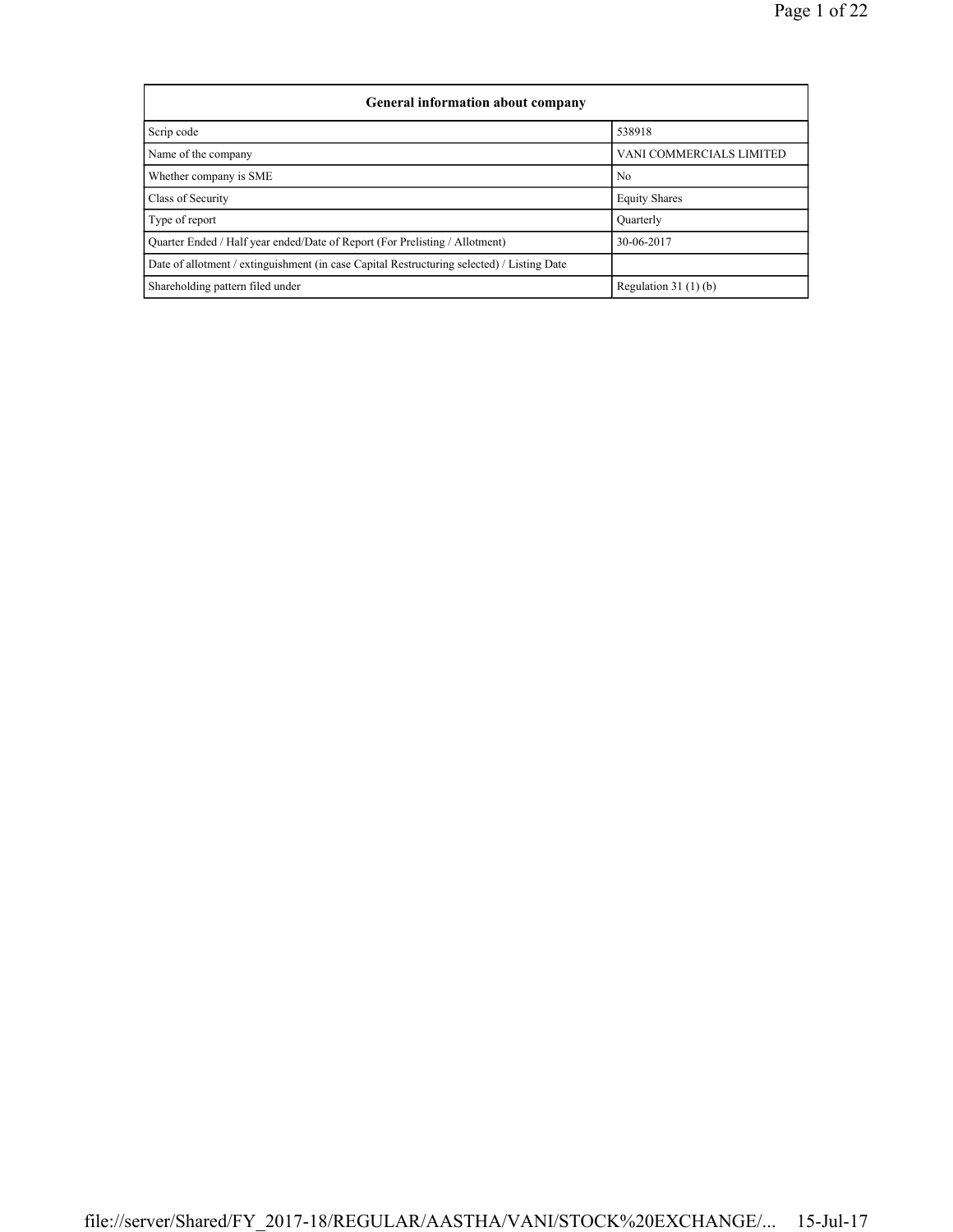| General information about company | |
|---|---|
| Scrip code | 538918 |
| Name of the company | VANI COMMERCIALS LIMITED |
| Whether company is SME | No |
| Class of Security | Equity Shares |
| Type of report | Quarterly |
| Quarter Ended / Half year ended/Date of Report (For Prelisting / Allotment) | 30-06-2017 |
| Date of allotment / extinguishment (in case Capital Restructuring selected) / Listing Date | |
| Shareholding pattern filed under | Regulation 31 (1) (b) |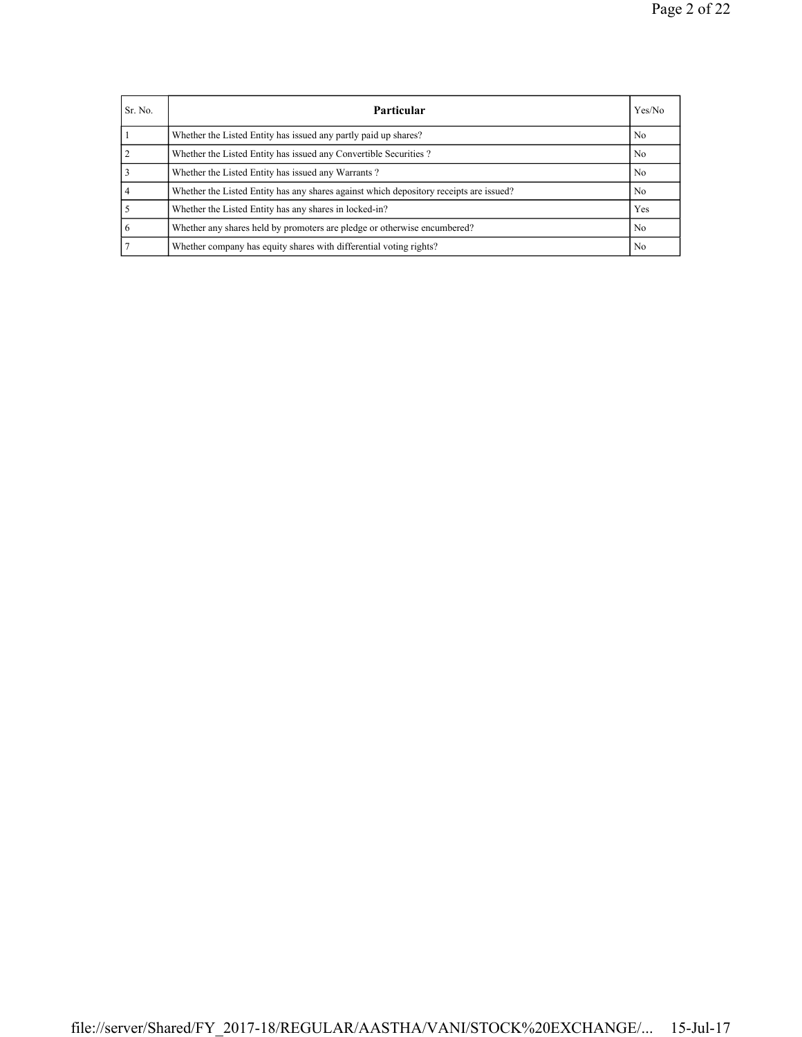| Sr. No. | Particular | Yes/No |
|---|---|---|
| 1 | Whether the Listed Entity has issued any partly paid up shares? | No |
| 2 | Whether the Listed Entity has issued any Convertible Securities ? | No |
| 3 | Whether the Listed Entity has issued any Warrants ? | No |
| 4 | Whether the Listed Entity has any shares against which depository receipts are issued? | No |
| 5 | Whether the Listed Entity has any shares in locked-in? | Yes |
| 6 | Whether any shares held by promoters are pledge or otherwise encumbered? | No |
| 7 | Whether company has equity shares with differential voting rights? | No |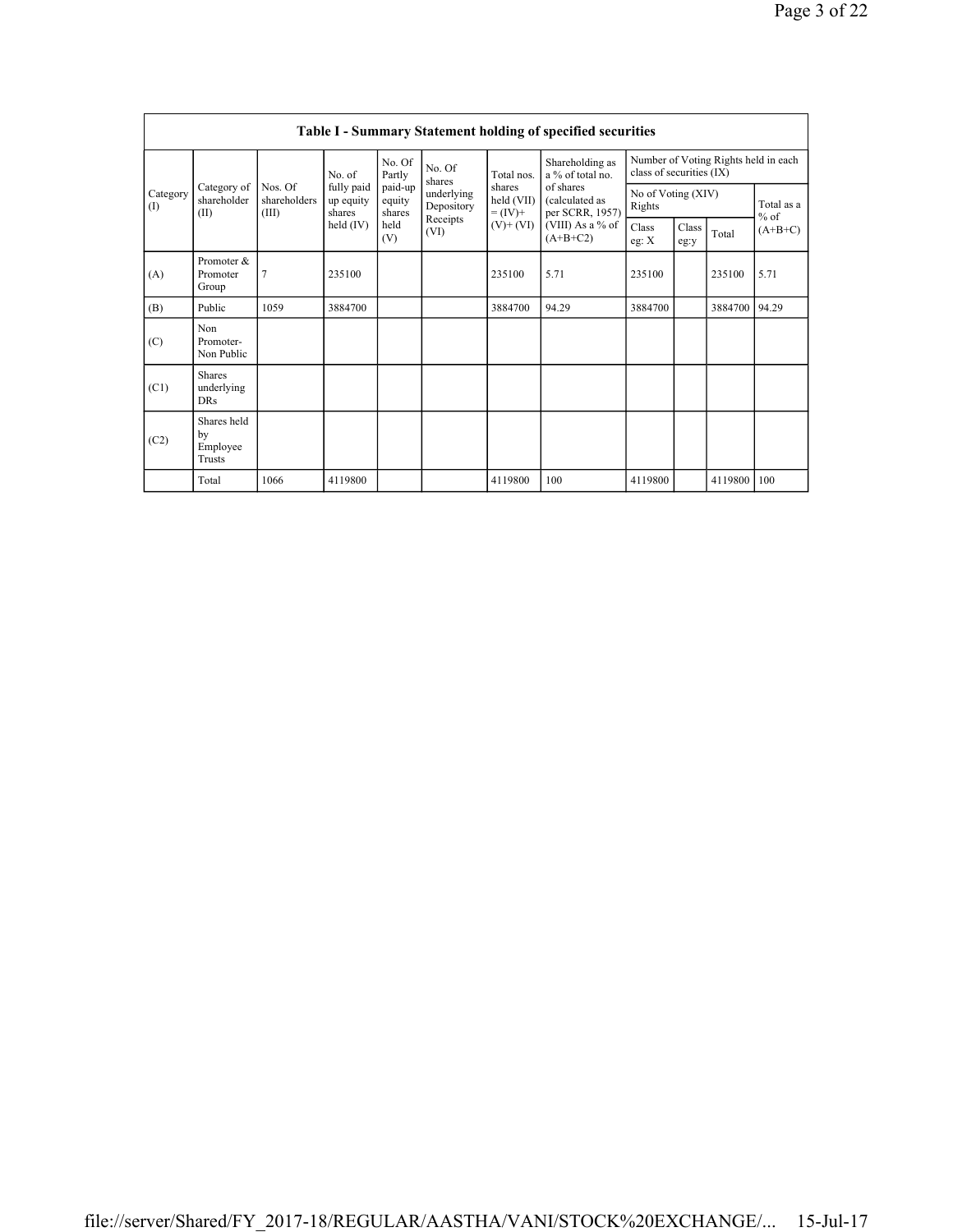| Table I - Summary Statement holding of specified securities | | | | | | | | | | | |
|---|---|---|---|---|---|---|---|---|---|---|---|
| Category (I) | Category of shareholder (II) | Nos. Of shareholders (III) | No. of fully paid up equity shares held (IV) | No. Of Partly paid-up equity shares held (V) | No. Of shares underlying Depository Receipts (VI) | Total nos. shares held (VII) = (IV)+ (V)+ (VI) | Shareholding as a % of total no. of shares (calculated as per SCRR, 1957) (VIII) As a % of (A+B+C2) | Number of Voting Rights held in each class of securities (IX) | | | |
| | | | | | | | | No of Voting (XIV) Rights | | | Total as a % of (A+B+C) |
| | | | | | | | | Class eg: X | Class eg:y | Total | |
| (A) | Promoter & Promoter Group | 7 | 235100 | | | 235100 | 5.71 | 235100 | | 235100 | 5.71 |
| (B) | Public | 1059 | 3884700 | | | 3884700 | 94.29 | 3884700 | | 3884700 | 94.29 |
| (C) | Non Promoter- Non Public | | | | | | | | | | |
| (C1) | Shares underlying DRs | | | | | | | | | | |
| (C2) | Shares held by Employee Trusts | | | | | | | | | | |
| | Total | 1066 | 4119800 | | | 4119800 | 100 | 4119800 | | 4119800 | 100 |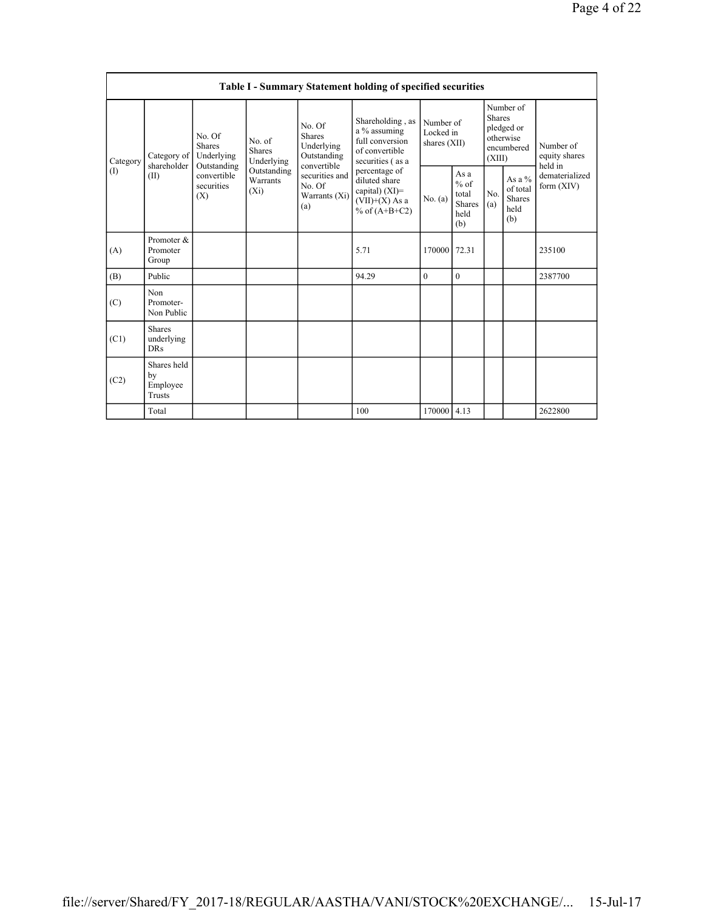| Table I - Summary Statement holding of specified securities | | | | | | | | | | | |
|---|---|---|---|---|---|---|---|---|---|---|---|
| Category (I) | Category of shareholder (II) | No. Of Shares Underlying Outstanding convertible securities (X) | No. of Shares Underlying Outstanding Warrants (Xi) | No. Of Shares Underlying Outstanding convertible securities and No. Of Warrants (Xi) (a) | Shareholding , as a % assuming full conversion of convertible securities ( as a percentage of diluted share capital) (XI)= (VII)+(X) As a % of (A+B+C2) | Number of Locked in shares (XII) | | Number of Shares pledged or otherwise encumbered (XIII) | | Number of equity shares held in dematerialized form (XIV) |
| | | | | | | No. (a) | As a % of total Shares held (b) | No. (a) | As a % of total Shares held (b) | |
| (A) | Promoter & Promoter Group | | | | 5.71 | 170000 | 72.31 | | | 235100 |
| (B) | Public | | | | 94.29 | 0 | 0 | | | 2387700 |
| (C) | Non Promoter- Non Public | | | | | | | | | |
| (C1) | Shares underlying DRs | | | | | | | | | |
| (C2) | Shares held by Employee Trusts | | | | | | | | | |
| | Total | | | | 100 | 170000 | 4.13 | | | 2622800 |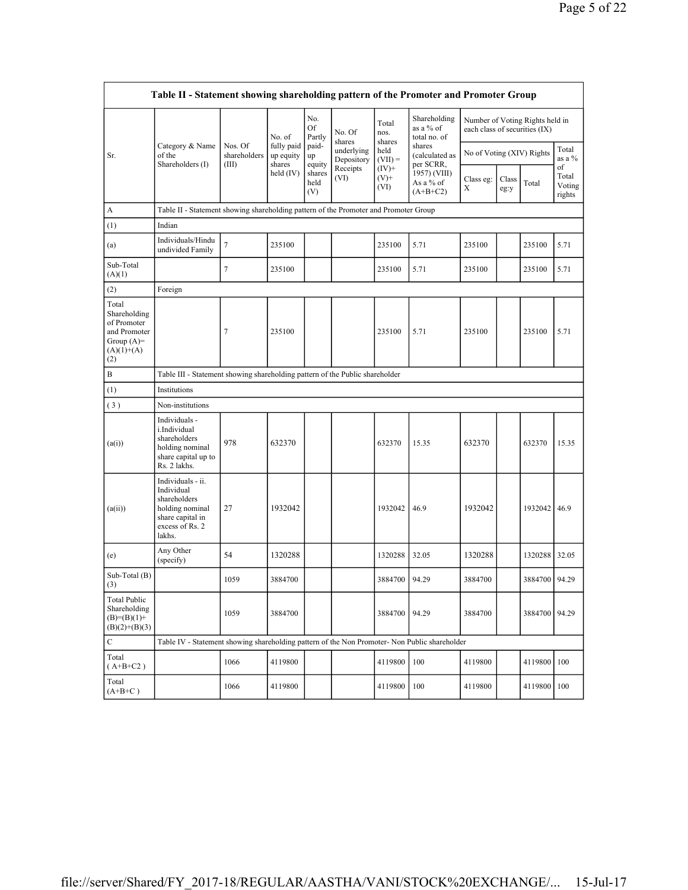| Table II - Statement showing shareholding pattern of the Promoter and Promoter Group | | | | | | | | | | | | |
|---|---|---|---|---|---|---|---|---|---|---|---|---|
| Sr. | Category & Name of the Shareholders (I) | Nos. Of shareholders (III) | No. of fully paid up equity shares held (IV) | No. Of Partly paid-up equity shares held (V) | No. Of shares underlying Depository Receipts (VI) | Total nos. shares held (VII) = (IV)+ (V)+ (VI) | Shareholding as a % of total no. of shares (calculated as per SCRR, 1957) (VIII) As a % of (A+B+C2) | Number of Voting Rights held in each class of securities (IX) | | | |
| | | | | | | | | No of Voting (XIV) Rights | | | Total as a % of Total Voting rights |
| | | | | | | | | Class eg: X | Class eg:y | Total | |
| A | Table II - Statement showing shareholding pattern of the Promoter and Promoter Group | | | | | | | | | | |
| (1) | Indian | | | | | | | | | | |
| (a) | Individuals/Hindu undivided Family | 7 | 235100 | | | 235100 | 5.71 | 235100 | | 235100 | 5.71 |
| Sub-Total (A)(1) | | 7 | 235100 | | | 235100 | 5.71 | 235100 | | 235100 | 5.71 |
| (2) | Foreign | | | | | | | | | | |
| Total Shareholding of Promoter and Promoter Group (A)=(A)(1)+(A)(2) | | 7 | 235100 | | | 235100 | 5.71 | 235100 | | 235100 | 5.71 |
| B | Table III - Statement showing shareholding pattern of the Public shareholder | | | | | | | | | | |
| (1) | Institutions | | | | | | | | | | |
| (3) | Non-institutions | | | | | | | | | | |
| (a(i)) | Individuals - i.Individual shareholders holding nominal share capital up to Rs. 2 lakhs. | 978 | 632370 | | | 632370 | 15.35 | 632370 | | 632370 | 15.35 |
| (a(ii)) | Individuals - ii. Individual shareholders holding nominal share capital in excess of Rs. 2 lakhs. | 27 | 1932042 | | | 1932042 | 46.9 | 1932042 | | 1932042 | 46.9 |
| (e) | Any Other (specify) | 54 | 1320288 | | | 1320288 | 32.05 | 1320288 | | 1320288 | 32.05 |
| Sub-Total (B)(3) | | 1059 | 3884700 | | | 3884700 | 94.29 | 3884700 | | 3884700 | 94.29 |
| Total Public Shareholding (B)=(B)(1)+(B)(2)+(B)(3) | | 1059 | 3884700 | | | 3884700 | 94.29 | 3884700 | | 3884700 | 94.29 |
| C | Table IV - Statement showing shareholding pattern of the Non Promoter- Non Public shareholder | | | | | | | | | | |
| Total (A+B+C2 ) | | 1066 | 4119800 | | | 4119800 | 100 | 4119800 | | 4119800 | 100 |
| Total (A+B+C ) | | 1066 | 4119800 | | | 4119800 | 100 | 4119800 | | 4119800 | 100 |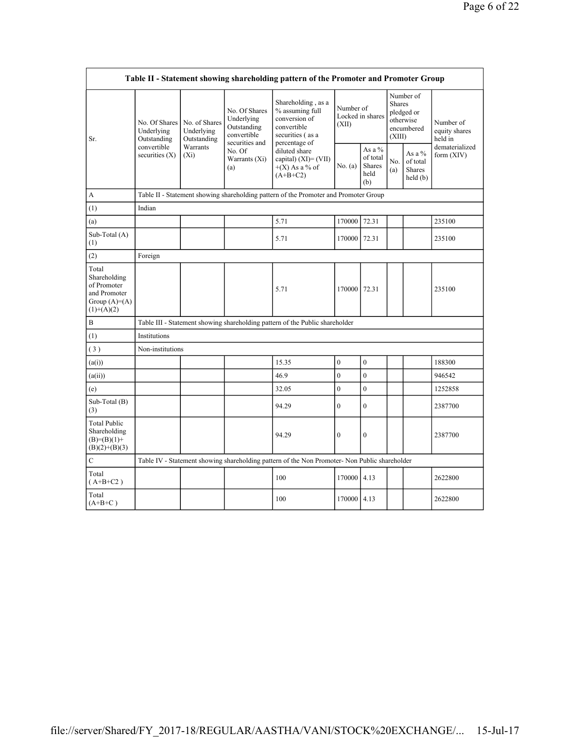| Table II - Statement showing shareholding pattern of the Promoter and Promoter Group | | | | | | | | | |
|---|---|---|---|---|---|---|---|---|---|
| Sr. | No. Of Shares Underlying Outstanding convertible securities (X) | No. of Shares Underlying Outstanding Warrants (Xi) | No. Of Shares Underlying Outstanding convertible securities and No. Of Warrants (Xi) (a) | Shareholding , as a % assuming full conversion of convertible securities ( as a percentage of diluted share capital) (XI)= (VII)+(X) As a % of (A+B+C2) | Number of Locked in shares (XII) | | Number of Shares pledged or otherwise encumbered (XIII) | | Number of equity shares held in dematerialized form (XIV) |
| | | | | | No. (a) | As a % of total Shares held (b) | No. (a) | As a % of total Shares held (b) | |
| A | Table II - Statement showing shareholding pattern of the Promoter and Promoter Group | | | | | | | | |
| (1) | Indian | | | | | | | | |
| (a) | | | | 5.71 | 170000 | 72.31 | | | 235100 |
| Sub-Total (A) (1) | | | | 5.71 | 170000 | 72.31 | | | 235100 |
| (2) | Foreign | | | | | | | | |
| Total Shareholding of Promoter and Promoter Group (A)=(A)(1)+(A)(2) | | | | 5.71 | 170000 | 72.31 | | | 235100 |
| B | Table III - Statement showing shareholding pattern of the Public shareholder | | | | | | | | |
| (1) | Institutions | | | | | | | | |
| ( 3 ) | Non-institutions | | | | | | | | |
| (a(i)) | | | | 15.35 | 0 | 0 | | | 188300 |
| (a(ii)) | | | | 46.9 | 0 | 0 | | | 946542 |
| (e) | | | | 32.05 | 0 | 0 | | | 1252858 |
| Sub-Total (B) (3) | | | | 94.29 | 0 | 0 | | | 2387700 |
| Total Public Shareholding (B)=(B)(1)+(B)(2)+(B)(3) | | | | 94.29 | 0 | 0 | | | 2387700 |
| C | Table IV - Statement showing shareholding pattern of the Non Promoter- Non Public shareholder | | | | | | | | |
| Total ( A+B+C2 ) | | | | 100 | 170000 | 4.13 | | | 2622800 |
| Total (A+B+C ) | | | | 100 | 170000 | 4.13 | | | 2622800 |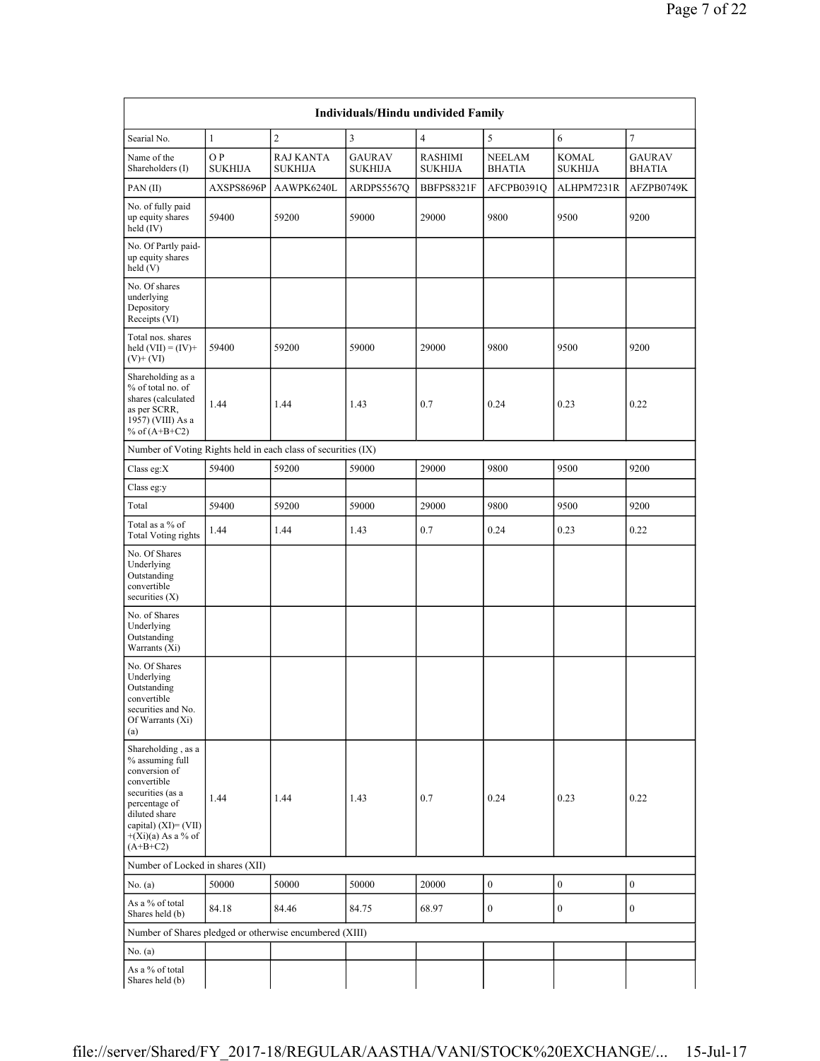| Individuals/Hindu undivided Family | | | | | | | |
|---|---|---|---|---|---|---|---|
| Searial No. | 1 | 2 | 3 | 4 | 5 | 6 | 7 |
| Name of the Shareholders (I) | O P SUKHIJA | RAJ KANTA SUKHIJA | GAURAV SUKHIJA | RASHIMI SUKHIJA | NEELAM BHATIA | KOMAL SUKHIJA | GAURAV BHATIA |
| PAN (II) | AXSPS8696P | AAWPK6240L | ARDPS5567Q | BBFPS8321F | AFCPB0391Q | ALHPM7231R | AFZPB0749K |
| No. of fully paid up equity shares held (IV) | 59400 | 59200 | 59000 | 29000 | 9800 | 9500 | 9200 |
| No. Of Partly paid-up equity shares held (V) | | | | | | | |
| No. Of shares underlying Depository Receipts (VI) | | | | | | | |
| Total nos. shares held (VII) = (IV)+ (V)+ (VI) | 59400 | 59200 | 59000 | 29000 | 9800 | 9500 | 9200 |
| Shareholding as a % of total no. of shares (calculated as per SCRR, 1957) (VIII) As a % of (A+B+C2) | 1.44 | 1.44 | 1.43 | 0.7 | 0.24 | 0.23 | 0.22 |
| Number of Voting Rights held in each class of securities (IX) | | | | | | | |
| Class eg:X | 59400 | 59200 | 59000 | 29000 | 9800 | 9500 | 9200 |
| Class eg:y | | | | | | | |
| Total | 59400 | 59200 | 59000 | 29000 | 9800 | 9500 | 9200 |
| Total as a % of Total Voting rights | 1.44 | 1.44 | 1.43 | 0.7 | 0.24 | 0.23 | 0.22 |
| No. Of Shares Underlying Outstanding convertible securities (X) | | | | | | | |
| No. of Shares Underlying Outstanding Warrants (Xi) | | | | | | | |
| No. Of Shares Underlying Outstanding convertible securities and No. Of Warrants (Xi) (a) | | | | | | | |
| Shareholding , as a % assuming full conversion of convertible securities (as a percentage of diluted share capital) (XI)= (VII)+(Xi)(a) As a % of (A+B+C2) | 1.44 | 1.44 | 1.43 | 0.7 | 0.24 | 0.23 | 0.22 |
| Number of Locked in shares (XII) | | | | | | | |
| No. (a) | 50000 | 50000 | 50000 | 20000 | 0 | 0 | 0 |
| As a % of total Shares held (b) | 84.18 | 84.46 | 84.75 | 68.97 | 0 | 0 | 0 |
| Number of Shares pledged or otherwise encumbered (XIII) | | | | | | | |
| No. (a) | | | | | | | |
| As a % of total Shares held (b) | | | | | | | |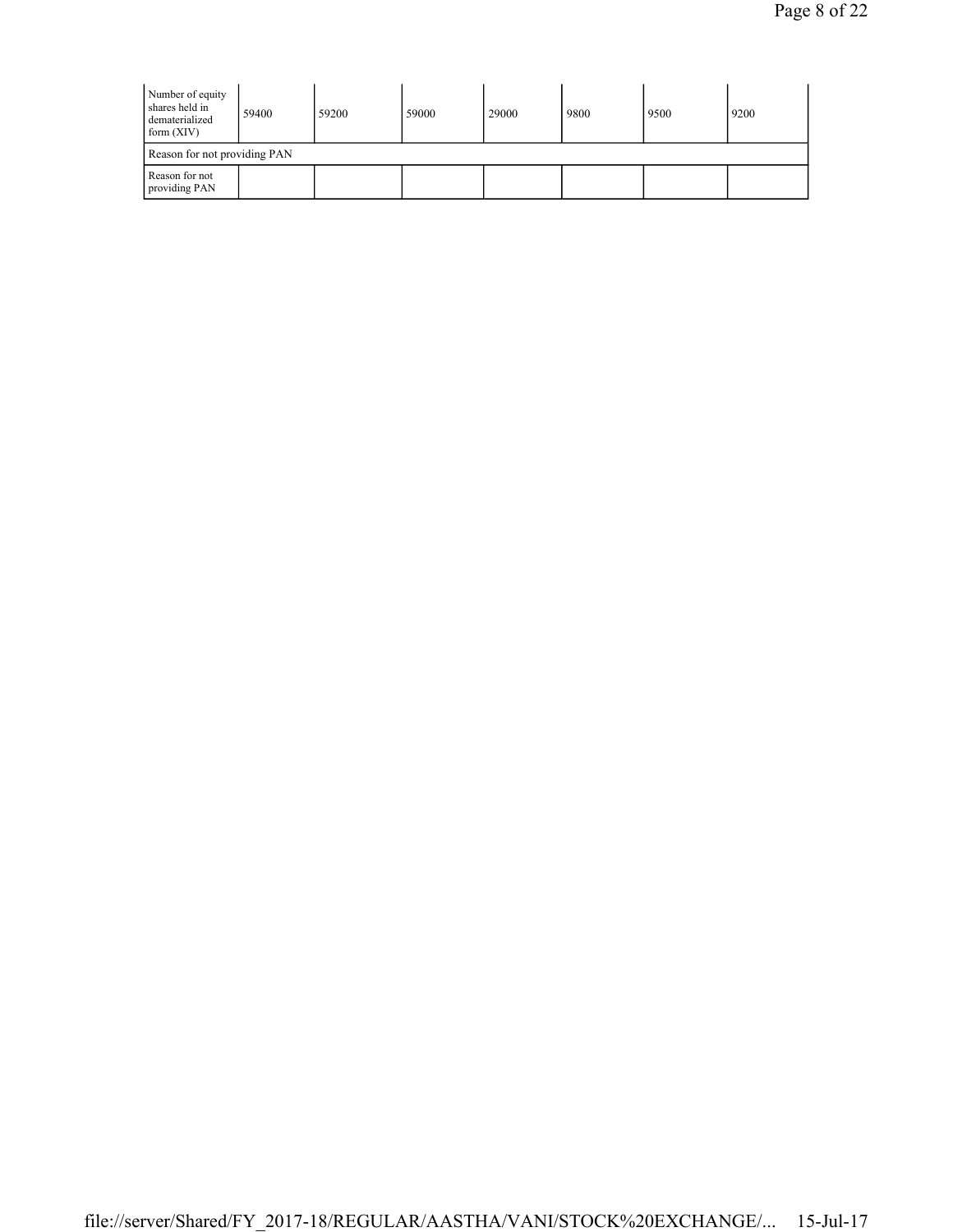| Number of equity shares held in dematerialized form (XIV) | 59400 | 59200 | 59000 | 29000 | 9800 | 9500 | 9200 |
|---|---|---|---|---|---|---|---|
| Reason for not providing PAN | | | | | | | |
| Reason for not providing PAN | | | | | | | |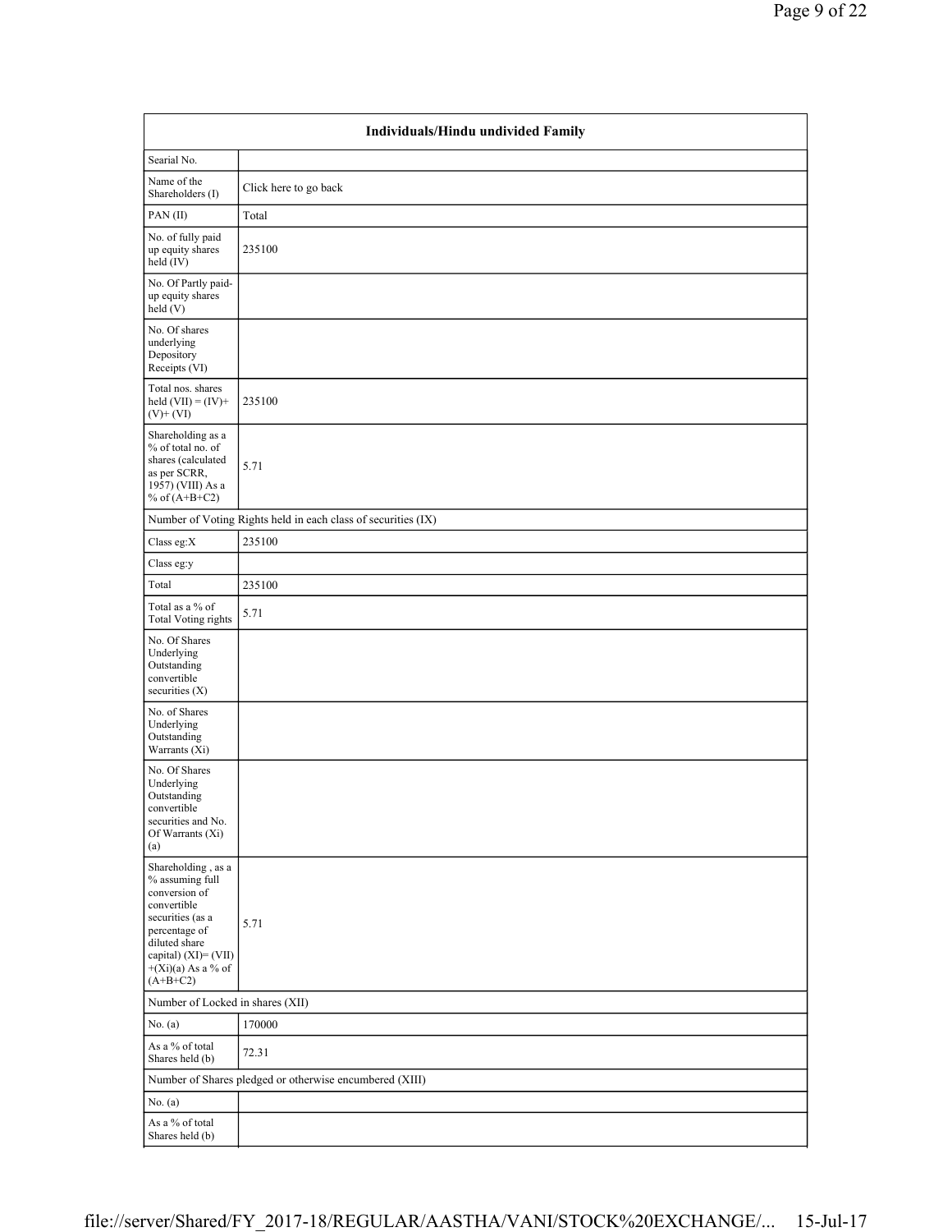| Individuals/Hindu undivided Family | |
|---|---|
| Searial No. | |
| Name of the Shareholders (I) | Click here to go back |
| PAN (II) | Total |
| No. of fully paid up equity shares held (IV) | 235100 |
| No. Of Partly paid-up equity shares held (V) | |
| No. Of shares underlying Depository Receipts (VI) | |
| Total nos. shares held (VII) = (IV)+ (V)+ (VI) | 235100 |
| Shareholding as a % of total no. of shares (calculated as per SCRR, 1957) (VIII) As a % of (A+B+C2) | 5.71 |
| Number of Voting Rights held in each class of securities (IX) | |
| Class eg:X | 235100 |
| Class eg:y | |
| Total | 235100 |
| Total as a % of Total Voting rights | 5.71 |
| No. Of Shares Underlying Outstanding convertible securities (X) | |
| No. of Shares Underlying Outstanding Warrants (Xi) | |
| No. Of Shares Underlying Outstanding convertible securities and No. Of Warrants (Xi) (a) | |
| Shareholding , as a % assuming full conversion of convertible securities (as a percentage of diluted share capital) (XI)= (VII)+(Xi)(a) As a % of (A+B+C2) | 5.71 |
| Number of Locked in shares (XII) | |
| No. (a) | 170000 |
| As a % of total Shares held (b) | 72.31 |
| Number of Shares pledged or otherwise encumbered (XIII) | |
| No. (a) | |
| As a % of total Shares held (b) | |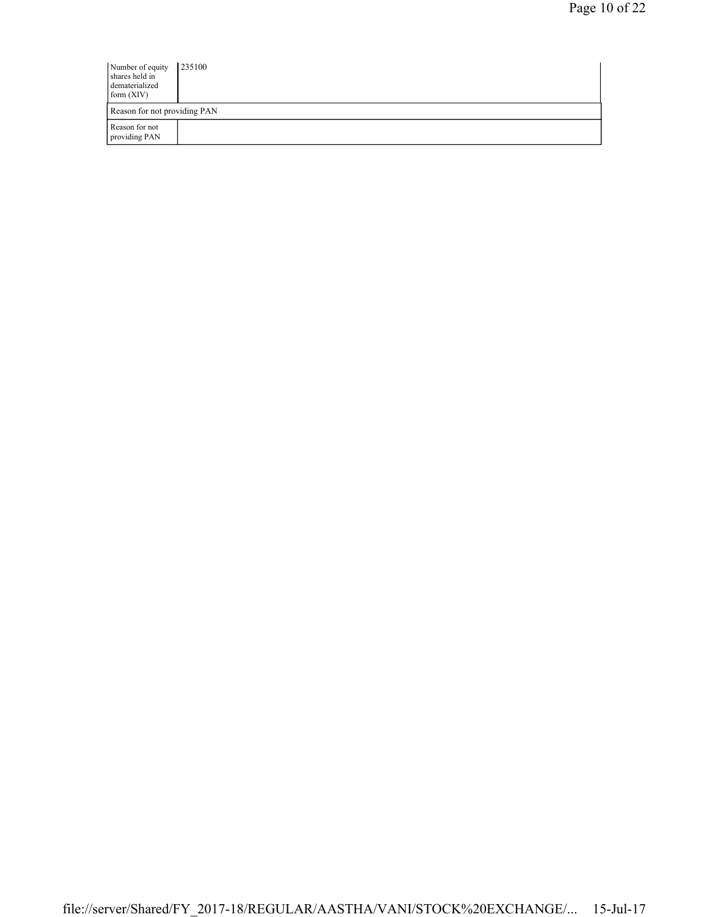| | |
|---|---|
| Number of equity shares held in dematerialized form (XIV) | 235100 |
| Reason for not providing PAN | |
| Reason for not providing PAN | |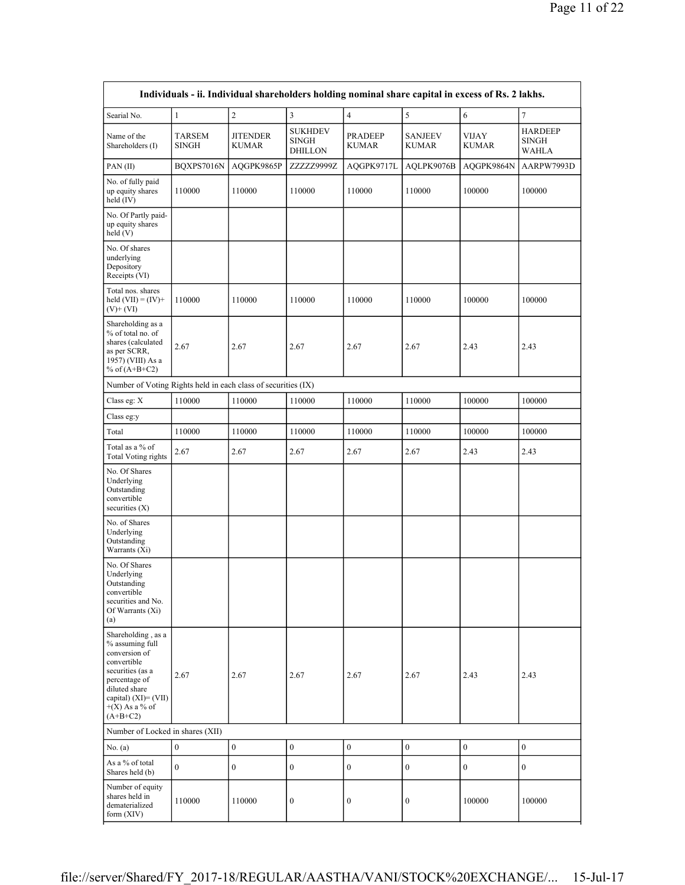| Individuals - ii. Individual shareholders holding nominal share capital in excess of Rs. 2 lakhs. | | | | | | | |
|---|---|---|---|---|---|---|---|
| Searial No. | 1 | 2 | 3 | 4 | 5 | 6 | 7 |
| Name of the Shareholders (I) | TARSEM SINGH | JITENDER KUMAR | SUKHDEV SINGH DHILLON | PRADEEP KUMAR | SANJEEV KUMAR | VIJAY KUMAR | HARDEEP SINGH WAHLA |
| PAN (II) | BQXPS7016N | AQGPK9865P | ZZZZZ9999Z | AQGPK9717L | AQLPK9076B | AQGPK9864N | AARPW7993D |
| No. of fully paid up equity shares held (IV) | 110000 | 110000 | 110000 | 110000 | 110000 | 100000 | 100000 |
| No. Of Partly paid-up equity shares held (V) | | | | | | | |
| No. Of shares underlying Depository Receipts (VI) | | | | | | | |
| Total nos. shares held (VII) = (IV)+(V)+ (VI) | 110000 | 110000 | 110000 | 110000 | 110000 | 100000 | 100000 |
| Shareholding as a % of total no. of shares (calculated as per SCRR, 1957) (VIII) As a % of (A+B+C2) | 2.67 | 2.67 | 2.67 | 2.67 | 2.67 | 2.43 | 2.43 |
| Number of Voting Rights held in each class of securities (IX) | | | | | | | |
| Class eg: X | 110000 | 110000 | 110000 | 110000 | 110000 | 100000 | 100000 |
| Class eg:y | | | | | | | |
| Total | 110000 | 110000 | 110000 | 110000 | 110000 | 100000 | 100000 |
| Total as a % of Total Voting rights | 2.67 | 2.67 | 2.67 | 2.67 | 2.67 | 2.43 | 2.43 |
| No. Of Shares Underlying Outstanding convertible securities (X) | | | | | | | |
| No. of Shares Underlying Outstanding Warrants (Xi) | | | | | | | |
| No. Of Shares Underlying Outstanding convertible securities and No. Of Warrants (Xi) (a) | | | | | | | |
| Shareholding , as a % assuming full conversion of convertible securities (as a percentage of diluted share capital) (XI)= (VII)+(X) As a % of (A+B+C2) | 2.67 | 2.67 | 2.67 | 2.67 | 2.67 | 2.43 | 2.43 |
| Number of Locked in shares (XII) | | | | | | | |
| No. (a) | 0 | 0 | 0 | 0 | 0 | 0 | 0 |
| As a % of total Shares held (b) | 0 | 0 | 0 | 0 | 0 | 0 | 0 |
| Number of equity shares held in dematerialized form (XIV) | 110000 | 110000 | 0 | 0 | 0 | 100000 | 100000 |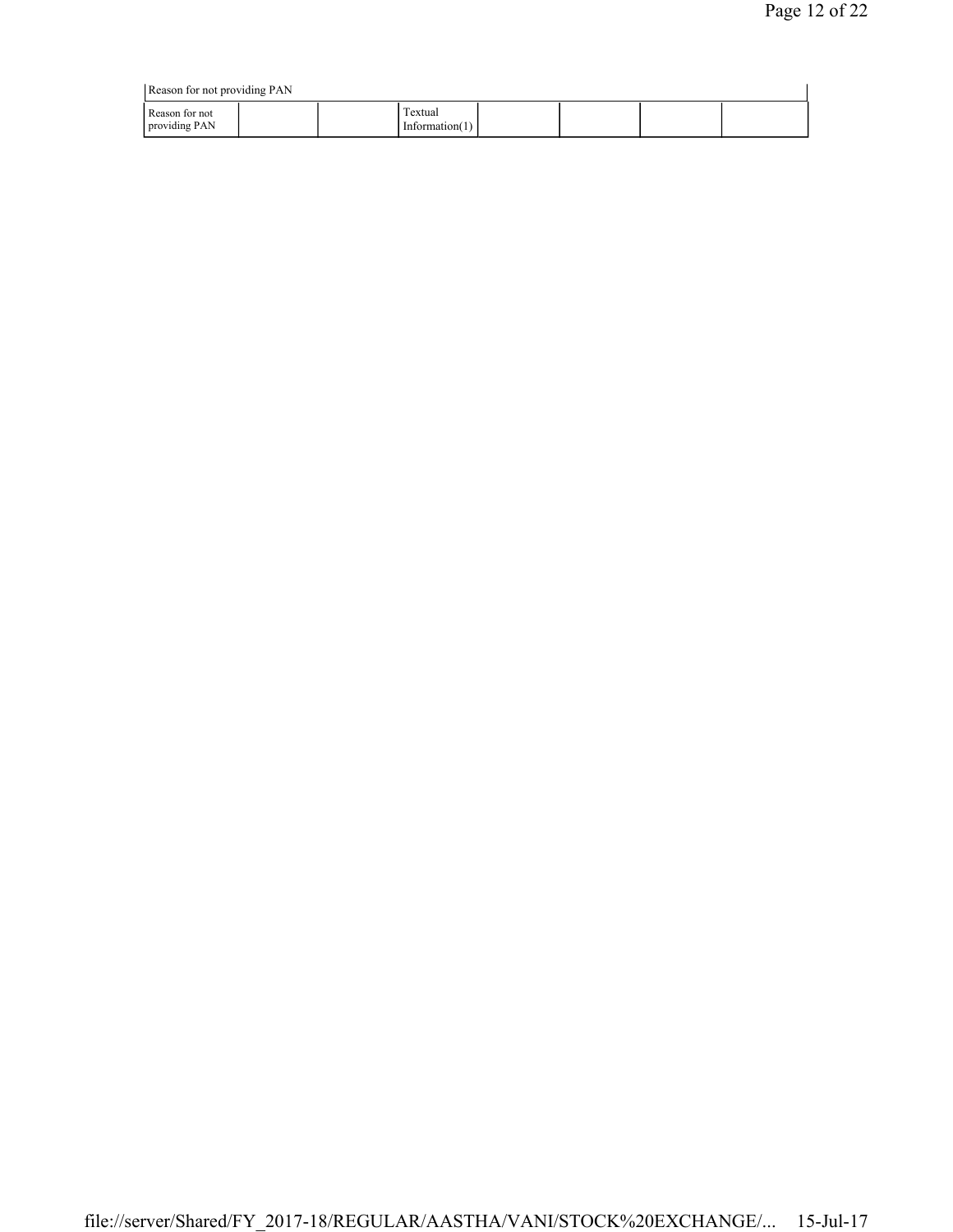| Reason for not providing PAN | | | | | | | |
|---|---|---|---|---|---|---|---|
| Reason for not providing PAN | | | Textual Information(1) | | | | |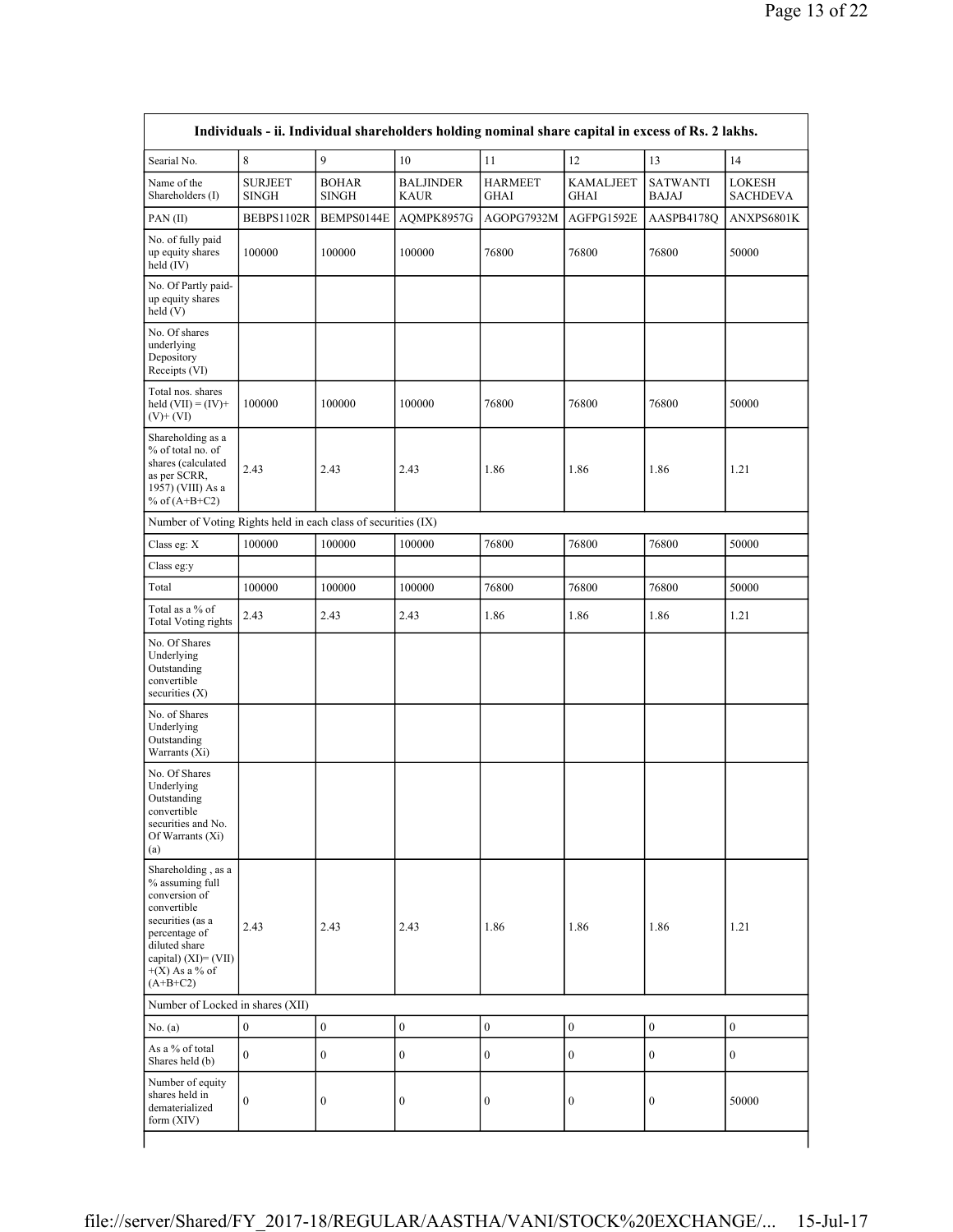| Individuals - ii. Individual shareholders holding nominal share capital in excess of Rs. 2 lakhs. | | | | | | | |
|---|---|---|---|---|---|---|---|
| Searial No. | 8 | 9 | 10 | 11 | 12 | 13 | 14 |
| Name of the Shareholders (I) | SURJEET SINGH | BOHAR SINGH | BALJINDER KAUR | HARMEET GHAI | KAMALJEET GHAI | SATWANTI BAJAJ | LOKESH SACHDEVA |
| PAN (II) | BEBPS1102R | BEMPS0144E | AQMPK8957G | AGOPG7932M | AGFPG1592E | AASPB4178Q | ANXPS6801K |
| No. of fully paid up equity shares held (IV) | 100000 | 100000 | 100000 | 76800 | 76800 | 76800 | 50000 |
| No. Of Partly paid-up equity shares held (V) | | | | | | | |
| No. Of shares underlying Depository Receipts (VI) | | | | | | | |
| Total nos. shares held (VII) = (IV)+ (V)+ (VI) | 100000 | 100000 | 100000 | 76800 | 76800 | 76800 | 50000 |
| Shareholding as a % of total no. of shares (calculated as per SCRR, 1957) (VIII) As a % of (A+B+C2) | 2.43 | 2.43 | 2.43 | 1.86 | 1.86 | 1.86 | 1.21 |
| Number of Voting Rights held in each class of securities (IX) | | | | | | | |
| Class eg: X | 100000 | 100000 | 100000 | 76800 | 76800 | 76800 | 50000 |
| Class eg:y | | | | | | | |
| Total | 100000 | 100000 | 100000 | 76800 | 76800 | 76800 | 50000 |
| Total as a % of Total Voting rights | 2.43 | 2.43 | 2.43 | 1.86 | 1.86 | 1.86 | 1.21 |
| No. Of Shares Underlying Outstanding convertible securities (X) | | | | | | | |
| No. of Shares Underlying Outstanding Warrants (Xi) | | | | | | | |
| No. Of Shares Underlying Outstanding convertible securities and No. Of Warrants (Xi) (a) | | | | | | | |
| Shareholding , as a % assuming full conversion of convertible securities (as a percentage of diluted share capital) (XI)= (VII) +(X) As a % of (A+B+C2) | 2.43 | 2.43 | 2.43 | 1.86 | 1.86 | 1.86 | 1.21 |
| Number of Locked in shares (XII) | | | | | | | |
| No. (a) | 0 | 0 | 0 | 0 | 0 | 0 | 0 |
| As a % of total Shares held (b) | 0 | 0 | 0 | 0 | 0 | 0 | 0 |
| Number of equity shares held in dematerialized form (XIV) | 0 | 0 | 0 | 0 | 0 | 0 | 50000 |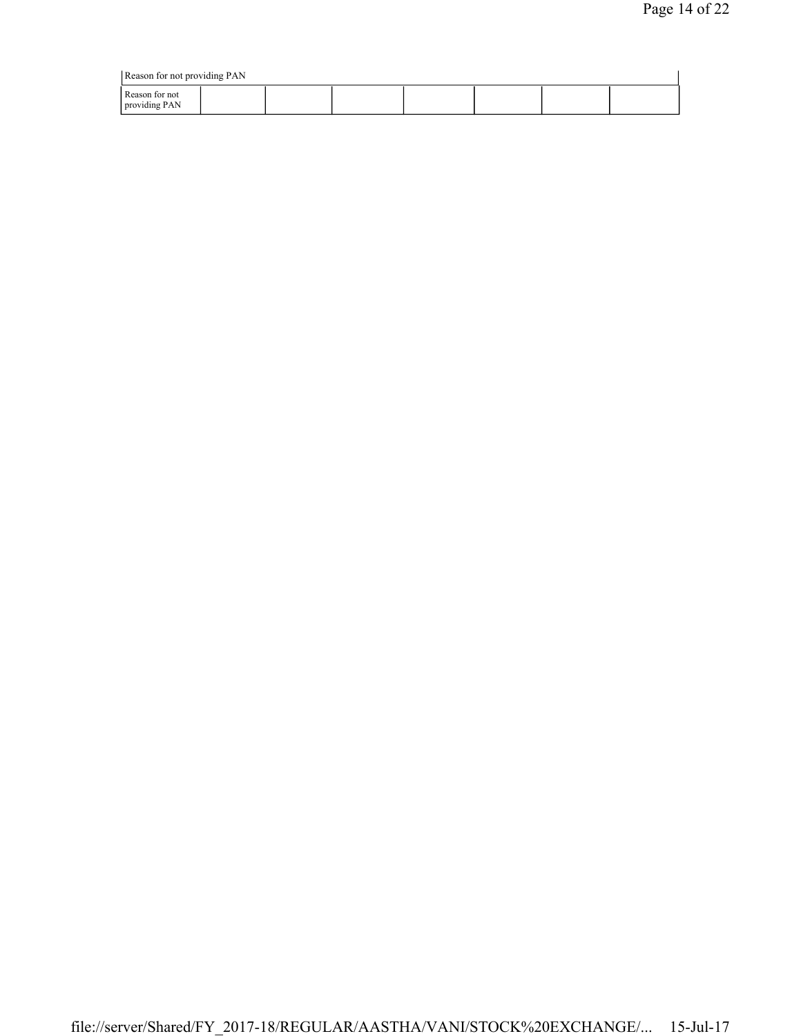| Reason for not providing PAN | | | | | | | |
|---|---|---|---|---|---|---|---|
| Reason for not providing PAN | | | | | | | |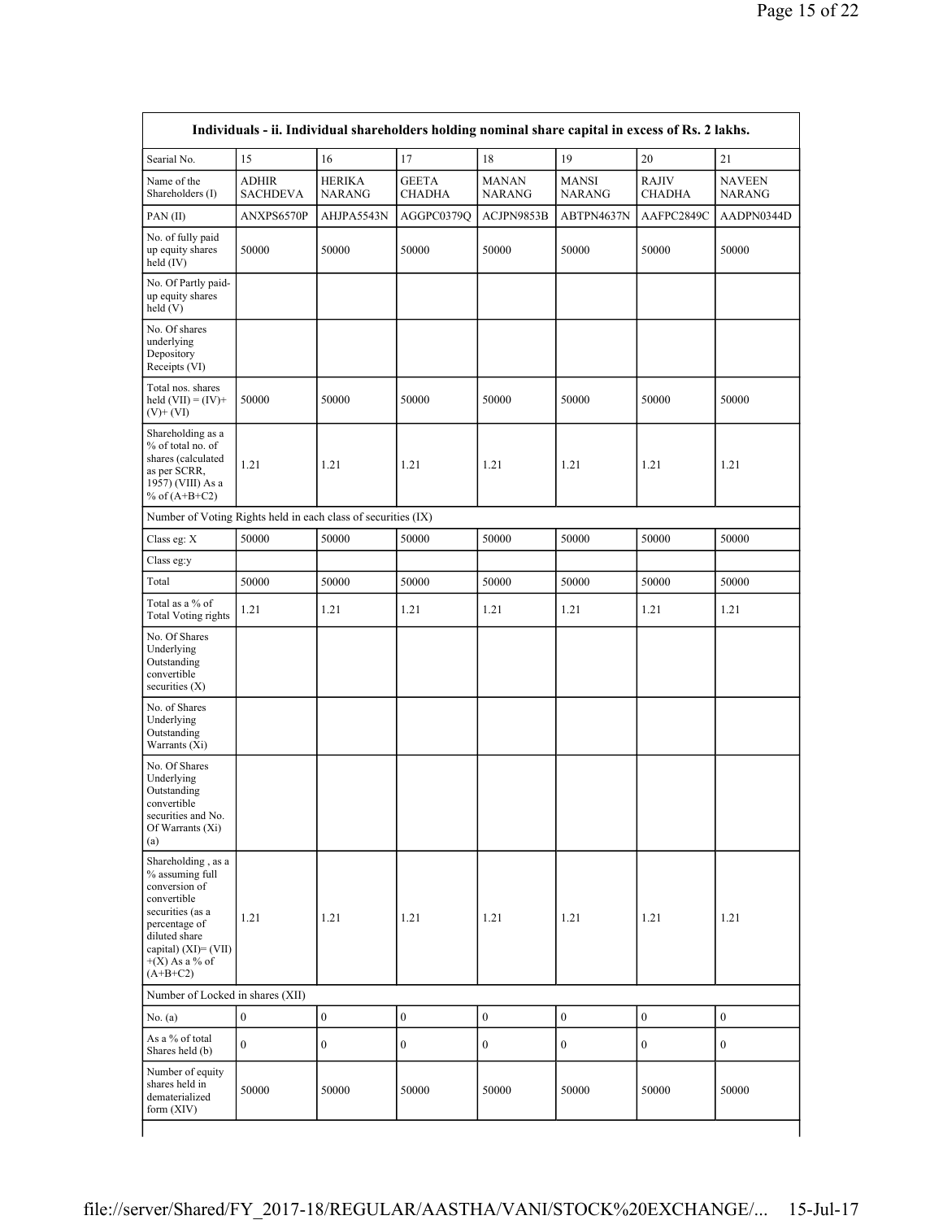| Individuals - ii. Individual shareholders holding nominal share capital in excess of Rs. 2 lakhs. | | | | | | | |
|---|---|---|---|---|---|---|---|
| Searial No. | 15 | 16 | 17 | 18 | 19 | 20 | 21 |
| Name of the Shareholders (I) | ADHIR SACHDEVA | HERIKA NARANG | GEETA CHADHA | MANAN NARANG | MANSI NARANG | RAJIV CHADHA | NAVEEN NARANG |
| PAN (II) | ANXPS6570P | AHJPA5543N | AGGPC0379Q | ACJPN9853B | ABTPN4637N | AAFPC2849C | AADPN0344D |
| No. of fully paid up equity shares held (IV) | 50000 | 50000 | 50000 | 50000 | 50000 | 50000 | 50000 |
| No. Of Partly paid-up equity shares held (V) | | | | | | | |
| No. Of shares underlying Depository Receipts (VI) | | | | | | | |
| Total nos. shares held (VII) = (IV)+ (V)+ (VI) | 50000 | 50000 | 50000 | 50000 | 50000 | 50000 | 50000 |
| Shareholding as a % of total no. of shares (calculated as per SCRR, 1957) (VIII) As a % of (A+B+C2) | 1.21 | 1.21 | 1.21 | 1.21 | 1.21 | 1.21 | 1.21 |
| Number of Voting Rights held in each class of securities (IX) | | | | | | | |
| Class eg: X | 50000 | 50000 | 50000 | 50000 | 50000 | 50000 | 50000 |
| Class eg:y | | | | | | | |
| Total | 50000 | 50000 | 50000 | 50000 | 50000 | 50000 | 50000 |
| Total as a % of Total Voting rights | 1.21 | 1.21 | 1.21 | 1.21 | 1.21 | 1.21 | 1.21 |
| No. Of Shares Underlying Outstanding convertible securities (X) | | | | | | | |
| No. of Shares Underlying Outstanding Warrants (Xi) | | | | | | | |
| No. Of Shares Underlying Outstanding convertible securities and No. Of Warrants (Xi) (a) | | | | | | | |
| Shareholding , as a % assuming full conversion of convertible securities (as a percentage of diluted share capital) (XI)= (VII)+(X) As a % of (A+B+C2) | 1.21 | 1.21 | 1.21 | 1.21 | 1.21 | 1.21 | 1.21 |
| Number of Locked in shares (XII) | | | | | | | |
| No. (a) | 0 | 0 | 0 | 0 | 0 | 0 | 0 |
| As a % of total Shares held (b) | 0 | 0 | 0 | 0 | 0 | 0 | 0 |
| Number of equity shares held in dematerialized form (XIV) | 50000 | 50000 | 50000 | 50000 | 50000 | 50000 | 50000 |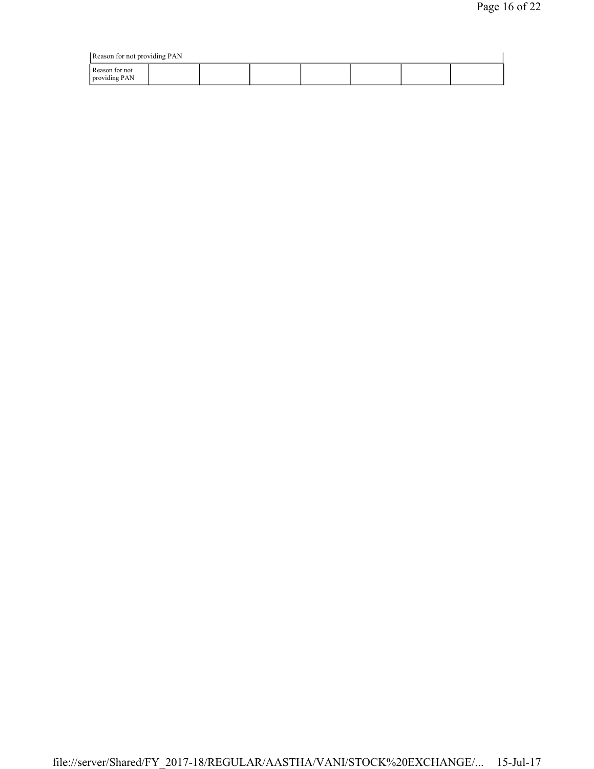| Reason for not providing PAN | | | | | | | |
|---|---|---|---|---|---|---|---|
| Reason for not providing PAN | | | | | | | |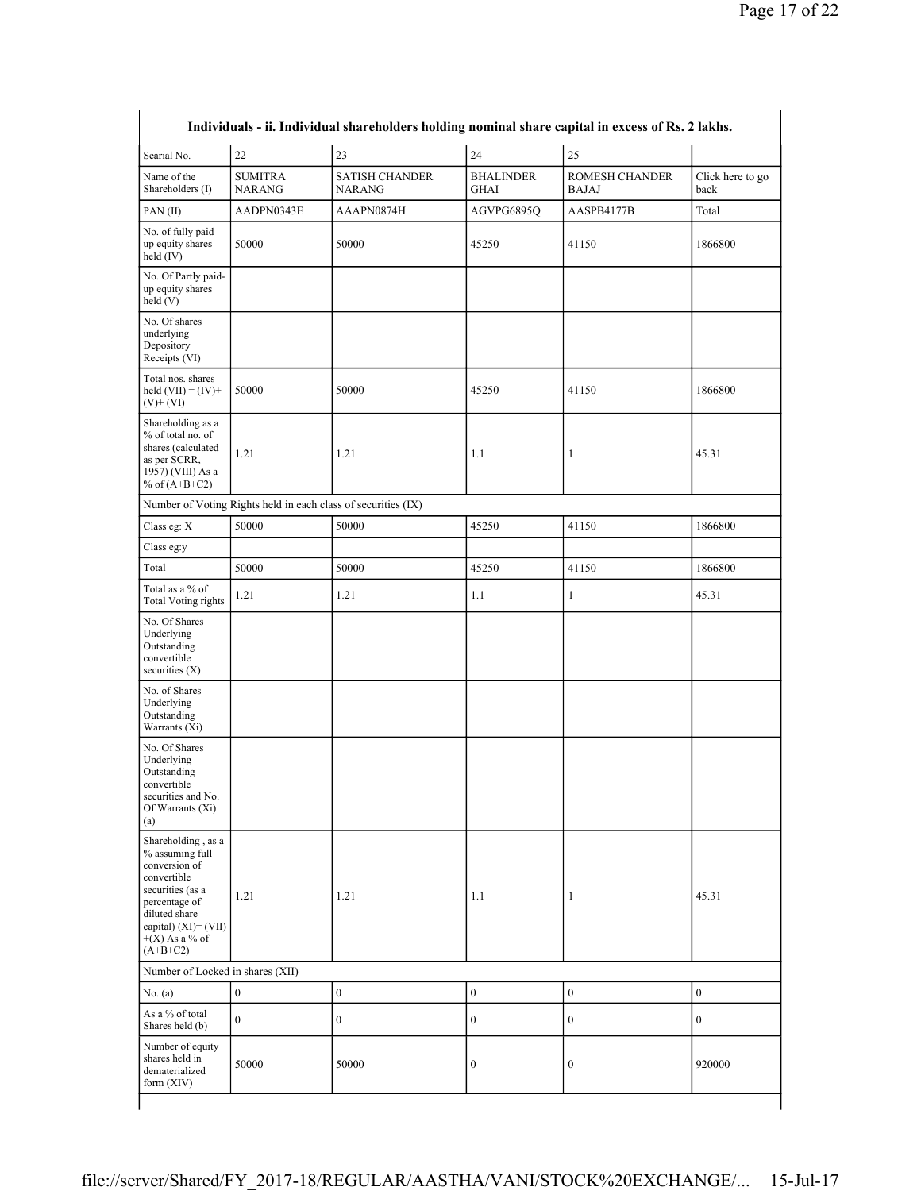| Individuals - ii. Individual shareholders holding nominal share capital in excess of Rs. 2 lakhs. | | | | | |
|---|---|---|---|---|---|
| Searial No. | 22 | 23 | 24 | 25 | |
| Name of the Shareholders (I) | SUMITRA NARANG | SATISH CHANDER NARANG | BHALINDER GHAI | ROMESH CHANDER BAJAJ | Click here to go back |
| PAN (II) | AADPN0343E | AAAPN0874H | AGVPG6895Q | AASPB4177B | Total |
| No. of fully paid up equity shares held (IV) | 50000 | 50000 | 45250 | 41150 | 1866800 |
| No. Of Partly paid-up equity shares held (V) | | | | | |
| No. Of shares underlying Depository Receipts (VI) | | | | | |
| Total nos. shares held (VII) = (IV)+ (V)+ (VI) | 50000 | 50000 | 45250 | 41150 | 1866800 |
| Shareholding as a % of total no. of shares (calculated as per SCRR, 1957) (VIII) As a % of (A+B+C2) | 1.21 | 1.21 | 1.1 | 1 | 45.31 |
| Number of Voting Rights held in each class of securities (IX) | | | | | |
| Class eg: X | 50000 | 50000 | 45250 | 41150 | 1866800 |
| Class eg:y | | | | | |
| Total | 50000 | 50000 | 45250 | 41150 | 1866800 |
| Total as a % of Total Voting rights | 1.21 | 1.21 | 1.1 | 1 | 45.31 |
| No. Of Shares Underlying Outstanding convertible securities (X) | | | | | |
| No. of Shares Underlying Outstanding Warrants (Xi) | | | | | |
| No. Of Shares Underlying Outstanding convertible securities and No. Of Warrants (Xi) (a) | | | | | |
| Shareholding , as a % assuming full conversion of convertible securities (as a percentage of diluted share capital) (XI)= (VII)+(X) As a % of (A+B+C2) | 1.21 | 1.21 | 1.1 | 1 | 45.31 |
| Number of Locked in shares (XII) | | | | | |
| No. (a) | 0 | 0 | 0 | 0 | 0 |
| As a % of total Shares held (b) | 0 | 0 | 0 | 0 | 0 |
| Number of equity shares held in dematerialized form (XIV) | 50000 | 50000 | 0 | 0 | 920000 |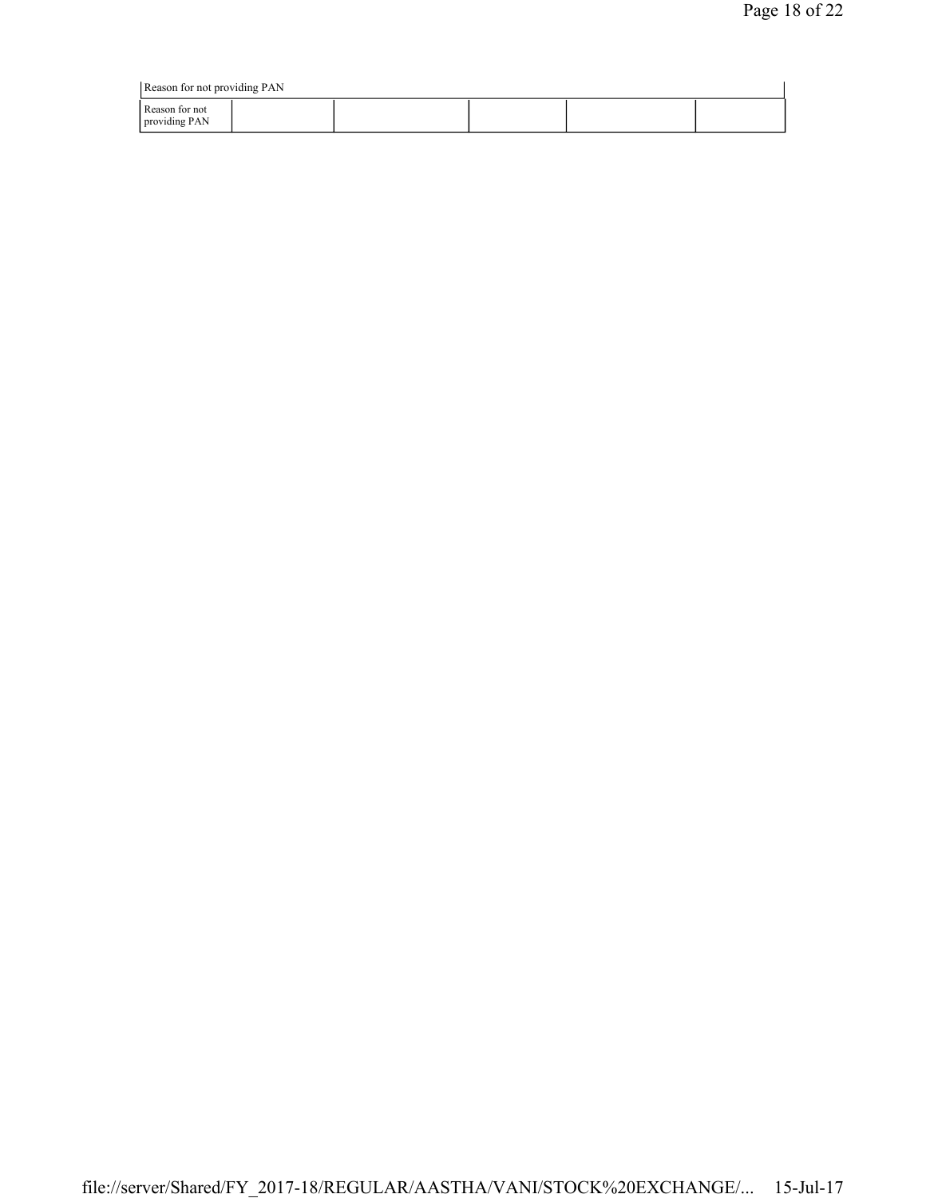| Reason for not providing PAN | | | | | |
|---|---|---|---|---|---|
| Reason for not providing PAN | | | | | |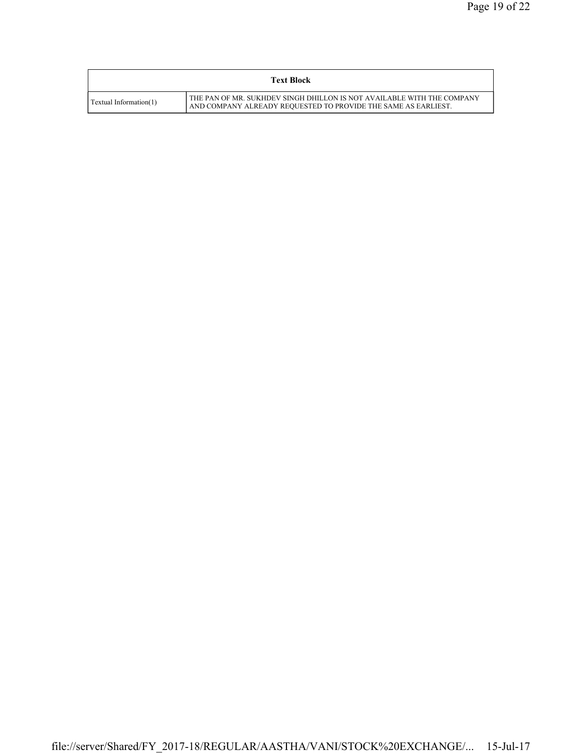| Text Block | |
|---|---|
| Textual Information(1) | THE PAN OF MR. SUKHDEV SINGH DHILLON IS NOT AVAILABLE WITH THE COMPANY AND COMPANY ALREADY REQUESTED TO PROVIDE THE SAME AS EARLIEST. |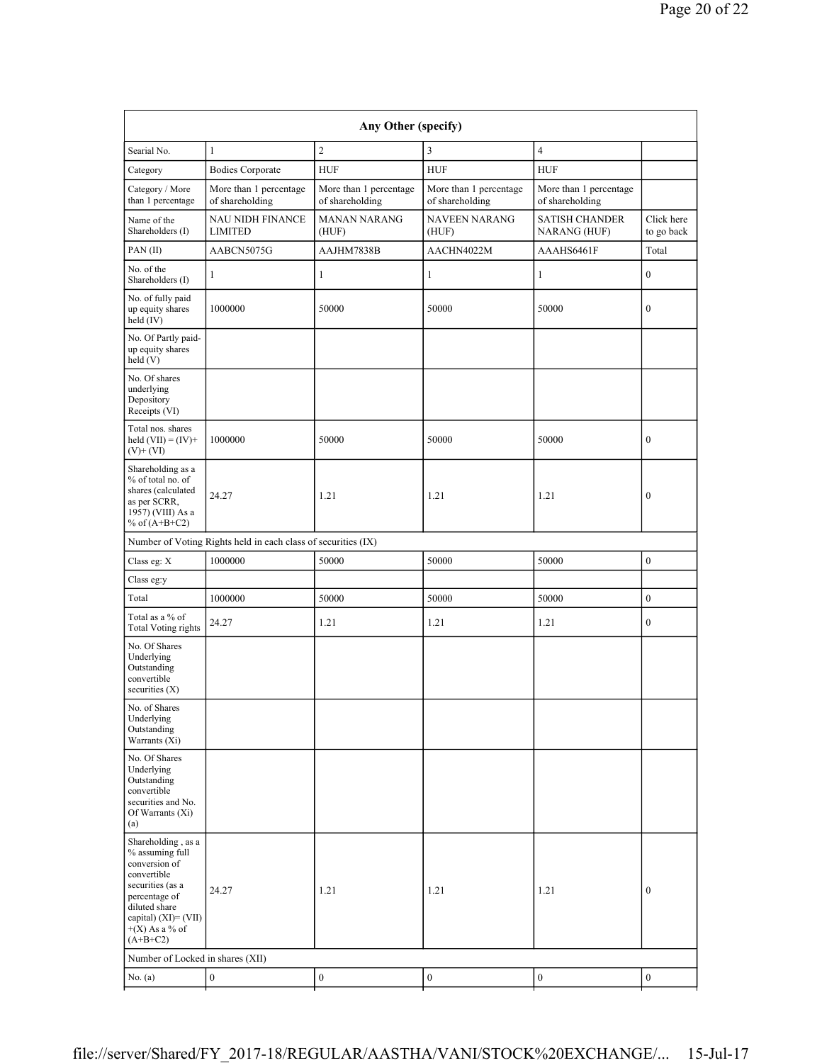| Any Other (specify) | | | | | |
|---|---|---|---|---|---|
| Searial No. | 1 | 2 | 3 | 4 | |
| Category | Bodies Corporate | HUF | HUF | HUF | |
| Category / More than 1 percentage | More than 1 percentage of shareholding | More than 1 percentage of shareholding | More than 1 percentage of shareholding | More than 1 percentage of shareholding | |
| Name of the Shareholders (I) | NAU NIDH FINANCE LIMITED | MANAN NARANG (HUF) | NAVEEN NARANG (HUF) | SATISH CHANDER NARANG (HUF) | Click here to go back |
| PAN (II) | AABCN5075G | AAJHM7838B | AACHN4022M | AAAHS6461F | Total |
| No. of the Shareholders (I) | 1 | 1 | 1 | 1 | 0 |
| No. of fully paid up equity shares held (IV) | 1000000 | 50000 | 50000 | 50000 | 0 |
| No. Of Partly paid-up equity shares held (V) | | | | | |
| No. Of shares underlying Depository Receipts (VI) | | | | | |
| Total nos. shares held (VII) = (IV)+(V)+ (VI) | 1000000 | 50000 | 50000 | 50000 | 0 |
| Shareholding as a % of total no. of shares (calculated as per SCRR, 1957) (VIII) As a % of (A+B+C2) | 24.27 | 1.21 | 1.21 | 1.21 | 0 |
| Number of Voting Rights held in each class of securities (IX) | | | | | |
| Class eg: X | 1000000 | 50000 | 50000 | 50000 | 0 |
| Class eg:y | | | | | |
| Total | 1000000 | 50000 | 50000 | 50000 | 0 |
| Total as a % of Total Voting rights | 24.27 | 1.21 | 1.21 | 1.21 | 0 |
| No. Of Shares Underlying Outstanding convertible securities (X) | | | | | |
| No. of Shares Underlying Outstanding Warrants (Xi) | | | | | |
| No. Of Shares Underlying Outstanding convertible securities and No. Of Warrants (Xi) (a) | | | | | |
| Shareholding , as a % assuming full conversion of convertible securities (as a percentage of diluted share capital) (XI)= (VII)+(X) As a % of (A+B+C2) | 24.27 | 1.21 | 1.21 | 1.21 | 0 |
| Number of Locked in shares (XII) | | | | | |
| No. (a) | 0 | 0 | 0 | 0 | 0 |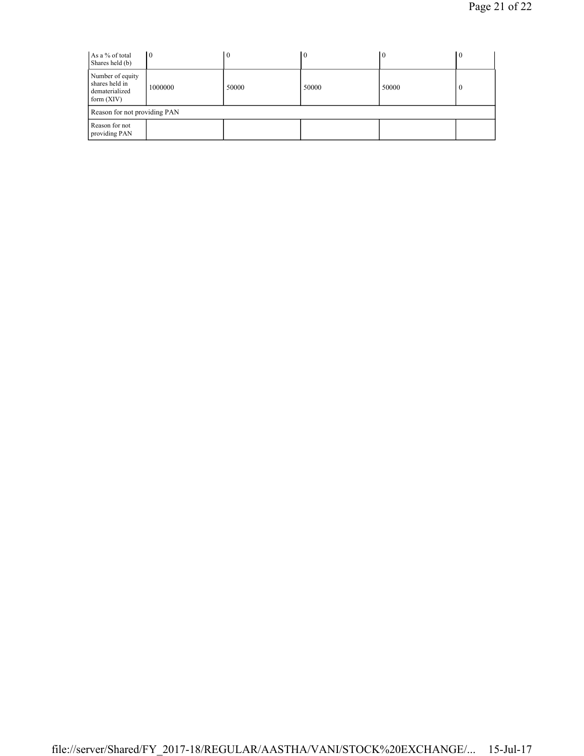| | | | | | |
|---|---|---|---|---|---|
| As a % of total Shares held (b) | 0 | 0 | 0 | 0 | 0 |
| Number of equity shares held in dematerialized form (XIV) | 1000000 | 50000 | 50000 | 50000 | 0 |
| Reason for not providing PAN | | | | | |
| Reason for not providing PAN | | | | | |